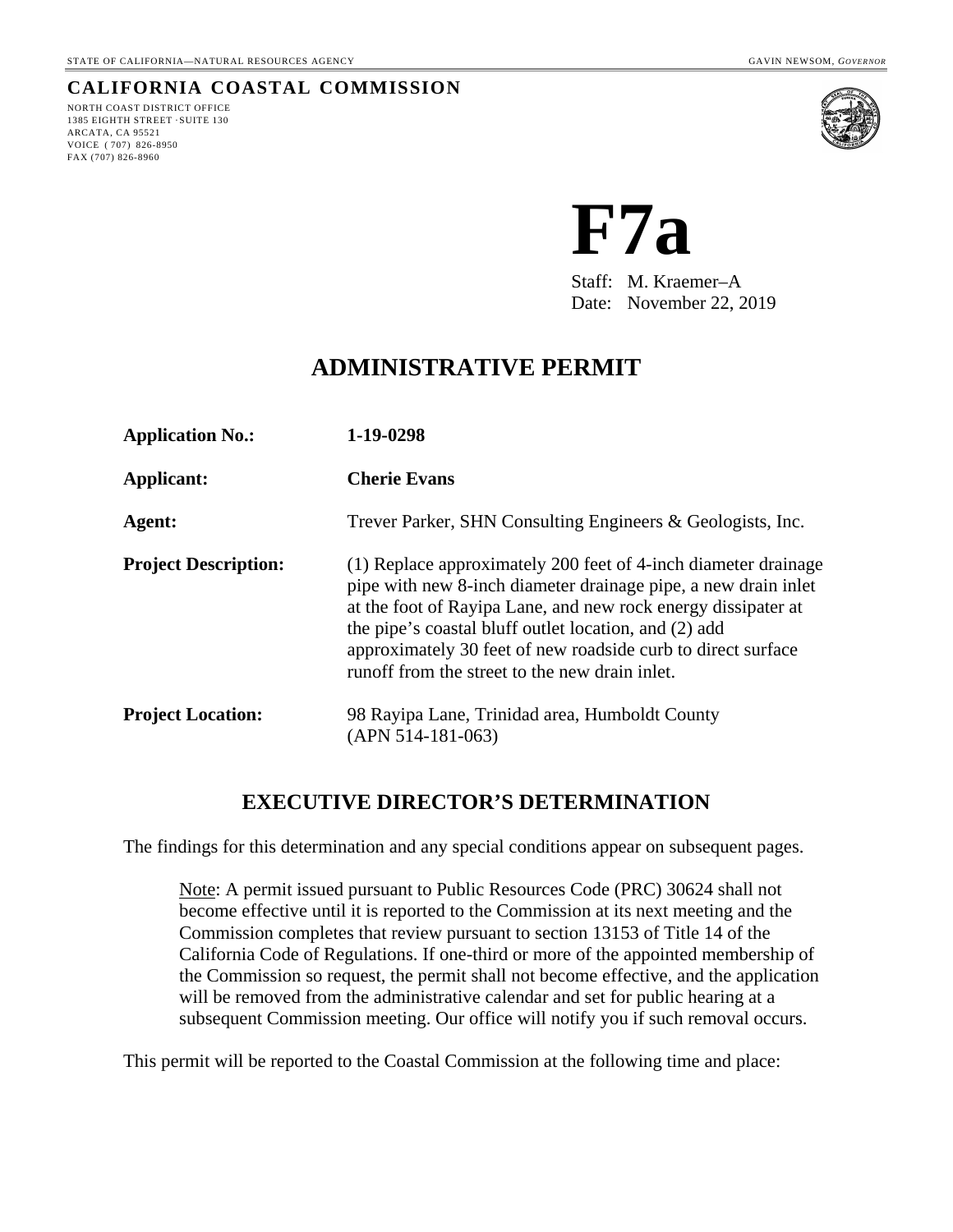STATE OF CALIFORNIA—NATURAL RESOURCES AGENCY GAVIN NEWSOM, *GOVERNOR*

**CALIFORNIA COASTAL COMMISSION**

NORTH COAST DISTRICT OFFICE
1385 EIGHTH STREET ·SUITE 130
ARCATA, CA 95521
VOICE (707) 826-8950
FAX (707) 826-8960

# F7a

Staff: M. Kraemer–A
Date: November 22, 2019

## ADMINISTRATIVE PERMIT

| | |
|---|---|
| **Application No.:** | **1-19-0298** |
| **Applicant:** | **Cherie Evans** |
| **Agent:** | Trever Parker, SHN Consulting Engineers & Geologists, Inc. |
| **Project Description:** | (1) Replace approximately 200 feet of 4-inch diameter drainage pipe with new 8-inch diameter drainage pipe, a new drain inlet at the foot of Rayipa Lane, and new rock energy dissipater at the pipe's coastal bluff outlet location, and (2) add approximately 30 feet of new roadside curb to direct surface runoff from the street to the new drain inlet. |
| **Project Location:** | 98 Rayipa Lane, Trinidad area, Humboldt County (APN 514-181-063) |

## EXECUTIVE DIRECTOR'S DETERMINATION

The findings for this determination and any special conditions appear on subsequent pages.

> Note: A permit issued pursuant to Public Resources Code (PRC) 30624 shall not become effective until it is reported to the Commission at its next meeting and the Commission completes that review pursuant to section 13153 of Title 14 of the California Code of Regulations. If one-third or more of the appointed membership of the Commission so request, the permit shall not become effective, and the application will be removed from the administrative calendar and set for public hearing at a subsequent Commission meeting. Our office will notify you if such removal occurs.

This permit will be reported to the Coastal Commission at the following time and place: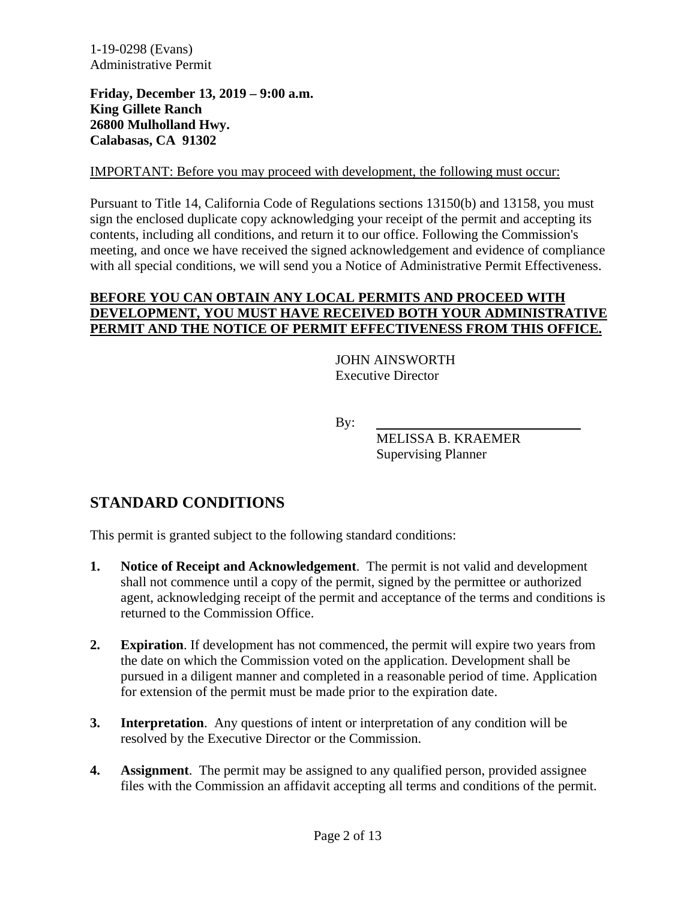**Friday, December 13, 2019 – 9:00 a.m.**
**King Gillete Ranch**
**26800 Mulholland Hwy.**
**Calabasas, CA 91302**

IMPORTANT: Before you may proceed with development, the following must occur:

Pursuant to Title 14, California Code of Regulations sections 13150(b) and 13158, you must sign the enclosed duplicate copy acknowledging your receipt of the permit and accepting its contents, including all conditions, and return it to our office. Following the Commission's meeting, and once we have received the signed acknowledgement and evidence of compliance with all special conditions, we will send you a Notice of Administrative Permit Effectiveness.

**BEFORE YOU CAN OBTAIN ANY LOCAL PERMITS AND PROCEED WITH DEVELOPMENT, YOU MUST HAVE RECEIVED BOTH YOUR ADMINISTRATIVE PERMIT AND THE NOTICE OF PERMIT EFFECTIVENESS FROM THIS OFFICE.**

JOHN AINSWORTH
Executive Director

By: ______________________________
MELISSA B. KRAEMER
Supervising Planner

## STANDARD CONDITIONS

This permit is granted subject to the following standard conditions:

1. **Notice of Receipt and Acknowledgement**. The permit is not valid and development shall not commence until a copy of the permit, signed by the permittee or authorized agent, acknowledging receipt of the permit and acceptance of the terms and conditions is returned to the Commission Office.

2. **Expiration**. If development has not commenced, the permit will expire two years from the date on which the Commission voted on the application. Development shall be pursued in a diligent manner and completed in a reasonable period of time. Application for extension of the permit must be made prior to the expiration date.

3. **Interpretation**. Any questions of intent or interpretation of any condition will be resolved by the Executive Director or the Commission.

4. **Assignment**. The permit may be assigned to any qualified person, provided assignee files with the Commission an affidavit accepting all terms and conditions of the permit.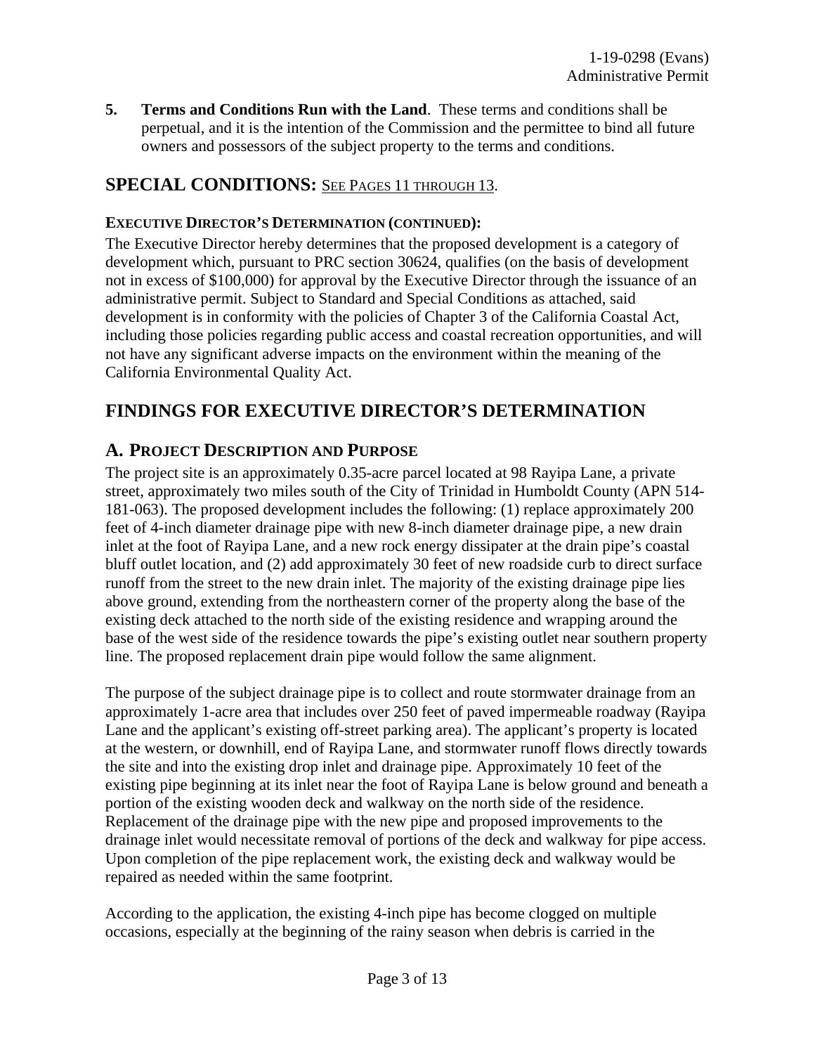5. **Terms and Conditions Run with the Land**. These terms and conditions shall be perpetual, and it is the intention of the Commission and the permittee to bind all future owners and possessors of the subject property to the terms and conditions.

## SPECIAL CONDITIONS: SEE PAGES 11 THROUGH 13.

**EXECUTIVE DIRECTOR'S DETERMINATION (CONTINUED):**

The Executive Director hereby determines that the proposed development is a category of development which, pursuant to PRC section 30624, qualifies (on the basis of development not in excess of $100,000) for approval by the Executive Director through the issuance of an administrative permit. Subject to Standard and Special Conditions as attached, said development is in conformity with the policies of Chapter 3 of the California Coastal Act, including those policies regarding public access and coastal recreation opportunities, and will not have any significant adverse impacts on the environment within the meaning of the California Environmental Quality Act.

# FINDINGS FOR EXECUTIVE DIRECTOR'S DETERMINATION

## A. PROJECT DESCRIPTION AND PURPOSE

The project site is an approximately 0.35-acre parcel located at 98 Rayipa Lane, a private street, approximately two miles south of the City of Trinidad in Humboldt County (APN 514-181-063). The proposed development includes the following: (1) replace approximately 200 feet of 4-inch diameter drainage pipe with new 8-inch diameter drainage pipe, a new drain inlet at the foot of Rayipa Lane, and a new rock energy dissipater at the drain pipe's coastal bluff outlet location, and (2) add approximately 30 feet of new roadside curb to direct surface runoff from the street to the new drain inlet. The majority of the existing drainage pipe lies above ground, extending from the northeastern corner of the property along the base of the existing deck attached to the north side of the existing residence and wrapping around the base of the west side of the residence towards the pipe's existing outlet near southern property line. The proposed replacement drain pipe would follow the same alignment.

The purpose of the subject drainage pipe is to collect and route stormwater drainage from an approximately 1-acre area that includes over 250 feet of paved impermeable roadway (Rayipa Lane and the applicant's existing off-street parking area). The applicant's property is located at the western, or downhill, end of Rayipa Lane, and stormwater runoff flows directly towards the site and into the existing drop inlet and drainage pipe. Approximately 10 feet of the existing pipe beginning at its inlet near the foot of Rayipa Lane is below ground and beneath a portion of the existing wooden deck and walkway on the north side of the residence. Replacement of the drainage pipe with the new pipe and proposed improvements to the drainage inlet would necessitate removal of portions of the deck and walkway for pipe access. Upon completion of the pipe replacement work, the existing deck and walkway would be repaired as needed within the same footprint.

According to the application, the existing 4-inch pipe has become clogged on multiple occasions, especially at the beginning of the rainy season when debris is carried in the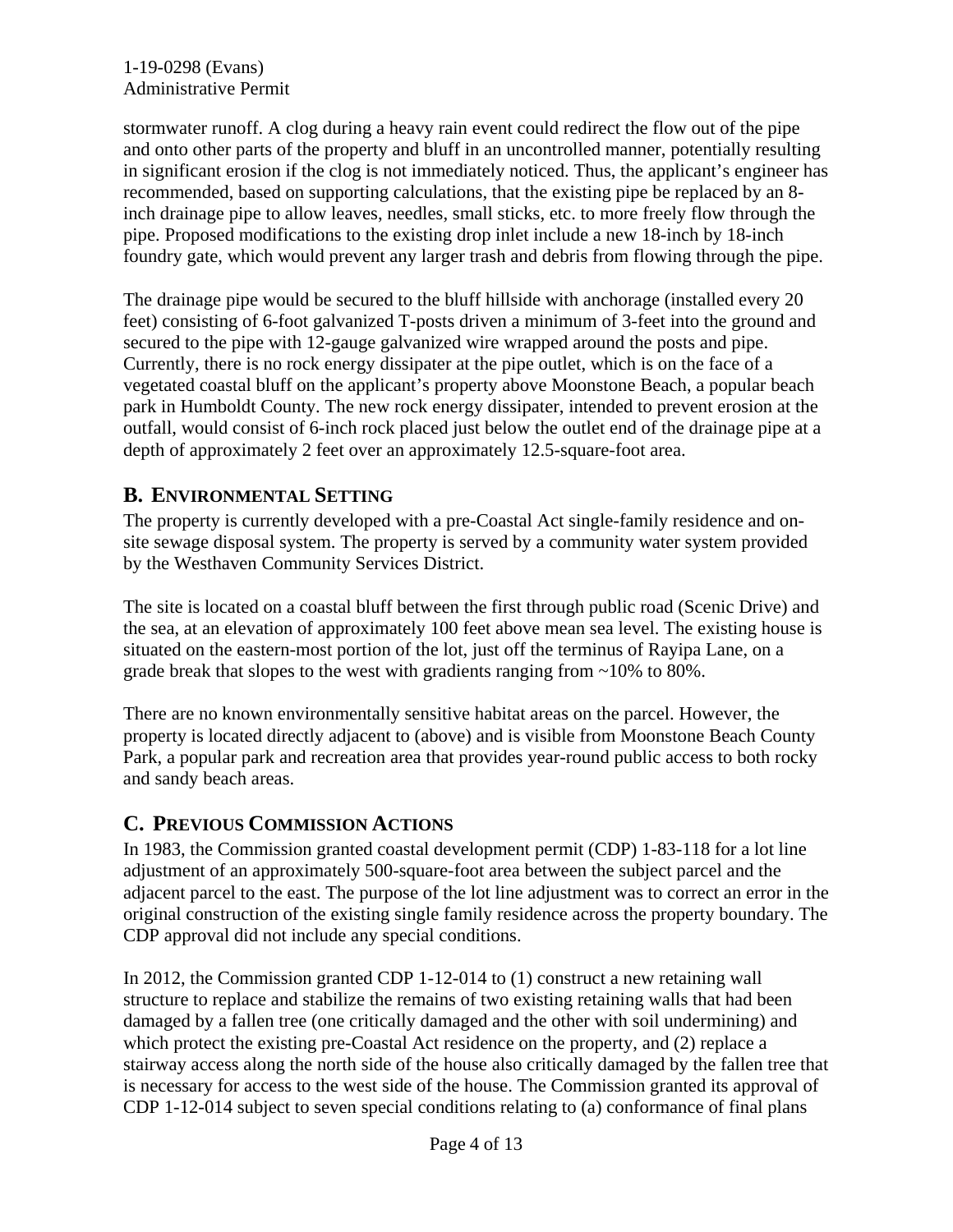stormwater runoff. A clog during a heavy rain event could redirect the flow out of the pipe and onto other parts of the property and bluff in an uncontrolled manner, potentially resulting in significant erosion if the clog is not immediately noticed. Thus, the applicant's engineer has recommended, based on supporting calculations, that the existing pipe be replaced by an 8-inch drainage pipe to allow leaves, needles, small sticks, etc. to more freely flow through the pipe. Proposed modifications to the existing drop inlet include a new 18-inch by 18-inch foundry gate, which would prevent any larger trash and debris from flowing through the pipe.

The drainage pipe would be secured to the bluff hillside with anchorage (installed every 20 feet) consisting of 6-foot galvanized T-posts driven a minimum of 3-feet into the ground and secured to the pipe with 12-gauge galvanized wire wrapped around the posts and pipe. Currently, there is no rock energy dissipater at the pipe outlet, which is on the face of a vegetated coastal bluff on the applicant's property above Moonstone Beach, a popular beach park in Humboldt County. The new rock energy dissipater, intended to prevent erosion at the outfall, would consist of 6-inch rock placed just below the outlet end of the drainage pipe at a depth of approximately 2 feet over an approximately 12.5-square-foot area.

## B. Environmental Setting

The property is currently developed with a pre-Coastal Act single-family residence and on-site sewage disposal system. The property is served by a community water system provided by the Westhaven Community Services District.

The site is located on a coastal bluff between the first through public road (Scenic Drive) and the sea, at an elevation of approximately 100 feet above mean sea level. The existing house is situated on the eastern-most portion of the lot, just off the terminus of Rayipa Lane, on a grade break that slopes to the west with gradients ranging from ~10% to 80%.

There are no known environmentally sensitive habitat areas on the parcel. However, the property is located directly adjacent to (above) and is visible from Moonstone Beach County Park, a popular park and recreation area that provides year-round public access to both rocky and sandy beach areas.

## C. Previous Commission Actions

In 1983, the Commission granted coastal development permit (CDP) 1-83-118 for a lot line adjustment of an approximately 500-square-foot area between the subject parcel and the adjacent parcel to the east. The purpose of the lot line adjustment was to correct an error in the original construction of the existing single family residence across the property boundary. The CDP approval did not include any special conditions.

In 2012, the Commission granted CDP 1-12-014 to (1) construct a new retaining wall structure to replace and stabilize the remains of two existing retaining walls that had been damaged by a fallen tree (one critically damaged and the other with soil undermining) and which protect the existing pre-Coastal Act residence on the property, and (2) replace a stairway access along the north side of the house also critically damaged by the fallen tree that is necessary for access to the west side of the house. The Commission granted its approval of CDP 1-12-014 subject to seven special conditions relating to (a) conformance of final plans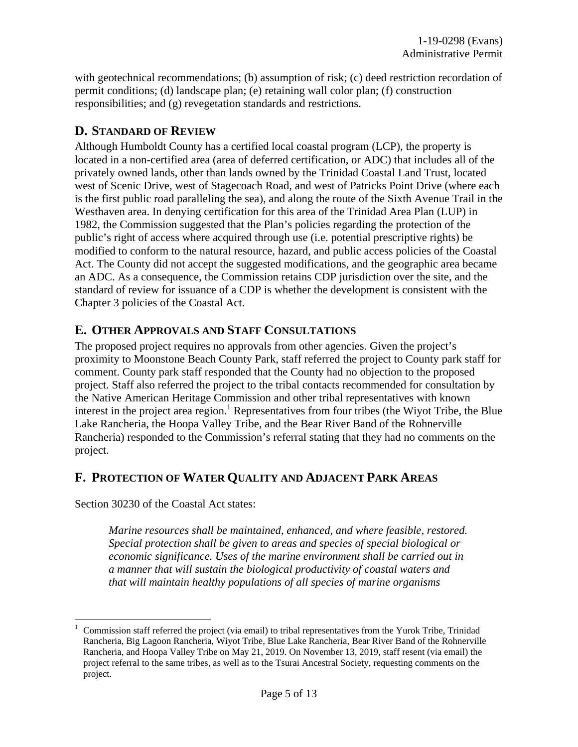with geotechnical recommendations; (b) assumption of risk; (c) deed restriction recordation of permit conditions; (d) landscape plan; (e) retaining wall color plan; (f) construction responsibilities; and (g) revegetation standards and restrictions.

## D. STANDARD OF REVIEW

Although Humboldt County has a certified local coastal program (LCP), the property is located in a non-certified area (area of deferred certification, or ADC) that includes all of the privately owned lands, other than lands owned by the Trinidad Coastal Land Trust, located west of Scenic Drive, west of Stagecoach Road, and west of Patricks Point Drive (where each is the first public road paralleling the sea), and along the route of the Sixth Avenue Trail in the Westhaven area. In denying certification for this area of the Trinidad Area Plan (LUP) in 1982, the Commission suggested that the Plan's policies regarding the protection of the public's right of access where acquired through use (i.e. potential prescriptive rights) be modified to conform to the natural resource, hazard, and public access policies of the Coastal Act. The County did not accept the suggested modifications, and the geographic area became an ADC. As a consequence, the Commission retains CDP jurisdiction over the site, and the standard of review for issuance of a CDP is whether the development is consistent with the Chapter 3 policies of the Coastal Act.

## E. OTHER APPROVALS AND STAFF CONSULTATIONS

The proposed project requires no approvals from other agencies. Given the project's proximity to Moonstone Beach County Park, staff referred the project to County park staff for comment. County park staff responded that the County had no objection to the proposed project. Staff also referred the project to the tribal contacts recommended for consultation by the Native American Heritage Commission and other tribal representatives with known interest in the project area region.[1] Representatives from four tribes (the Wiyot Tribe, the Blue Lake Rancheria, the Hoopa Valley Tribe, and the Bear River Band of the Rohnerville Rancheria) responded to the Commission's referral stating that they had no comments on the project.

## F. PROTECTION OF WATER QUALITY AND ADJACENT PARK AREAS

Section 30230 of the Coastal Act states:

> *Marine resources shall be maintained, enhanced, and where feasible, restored. Special protection shall be given to areas and species of special biological or economic significance. Uses of the marine environment shall be carried out in a manner that will sustain the biological productivity of coastal waters and that will maintain healthy populations of all species of marine organisms*

---

[1] Commission staff referred the project (via email) to tribal representatives from the Yurok Tribe, Trinidad Rancheria, Big Lagoon Rancheria, Wiyot Tribe, Blue Lake Rancheria, Bear River Band of the Rohnerville Rancheria, and Hoopa Valley Tribe on May 21, 2019. On November 13, 2019, staff resent (via email) the project referral to the same tribes, as well as to the Tsurai Ancestral Society, requesting comments on the project.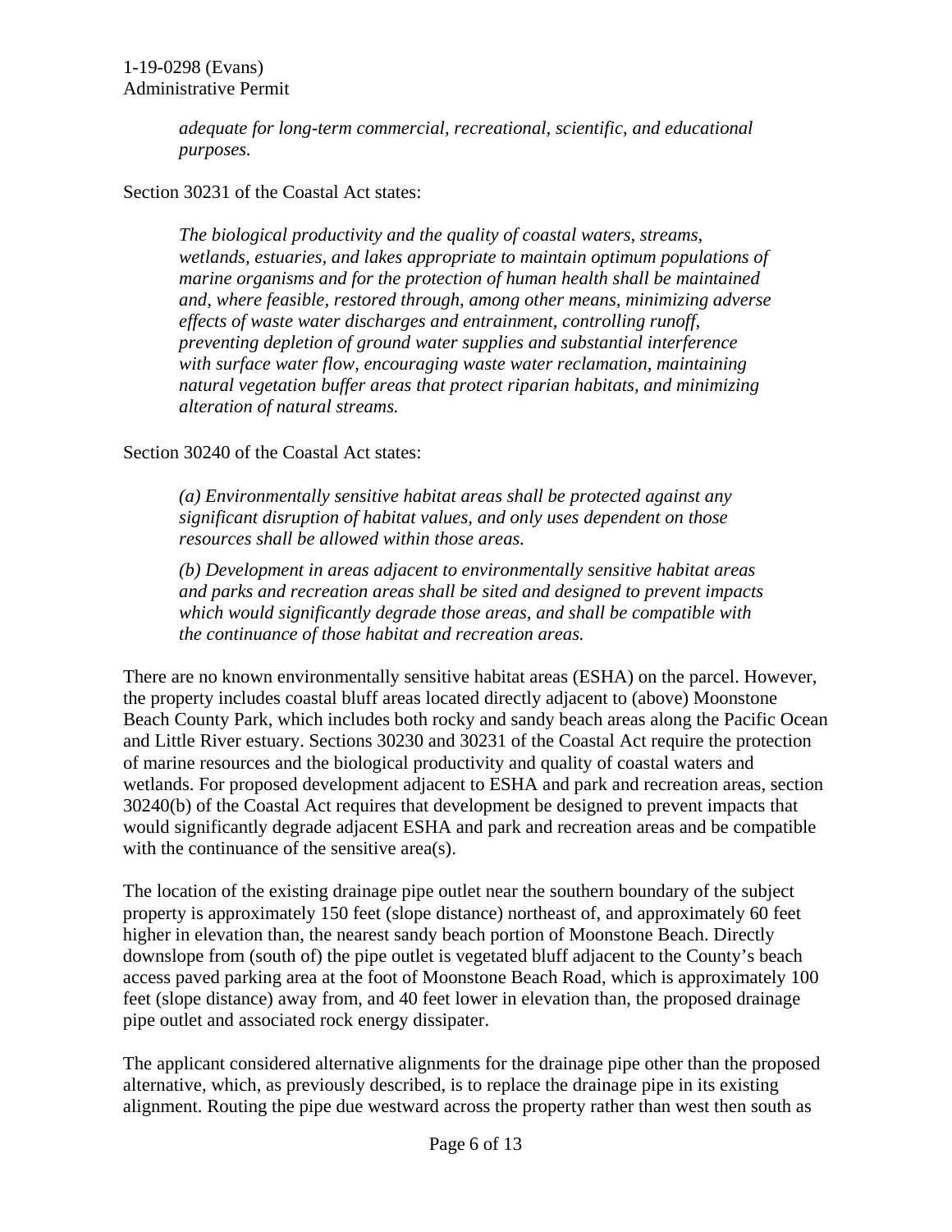> *adequate for long-term commercial, recreational, scientific, and educational purposes.*

Section 30231 of the Coastal Act states:

> *The biological productivity and the quality of coastal waters, streams, wetlands, estuaries, and lakes appropriate to maintain optimum populations of marine organisms and for the protection of human health shall be maintained and, where feasible, restored through, among other means, minimizing adverse effects of waste water discharges and entrainment, controlling runoff, preventing depletion of ground water supplies and substantial interference with surface water flow, encouraging waste water reclamation, maintaining natural vegetation buffer areas that protect riparian habitats, and minimizing alteration of natural streams.*

Section 30240 of the Coastal Act states:

> *(a) Environmentally sensitive habitat areas shall be protected against any significant disruption of habitat values, and only uses dependent on those resources shall be allowed within those areas.*
>
> *(b) Development in areas adjacent to environmentally sensitive habitat areas and parks and recreation areas shall be sited and designed to prevent impacts which would significantly degrade those areas, and shall be compatible with the continuance of those habitat and recreation areas.*

There are no known environmentally sensitive habitat areas (ESHA) on the parcel. However, the property includes coastal bluff areas located directly adjacent to (above) Moonstone Beach County Park, which includes both rocky and sandy beach areas along the Pacific Ocean and Little River estuary. Sections 30230 and 30231 of the Coastal Act require the protection of marine resources and the biological productivity and quality of coastal waters and wetlands. For proposed development adjacent to ESHA and park and recreation areas, section 30240(b) of the Coastal Act requires that development be designed to prevent impacts that would significantly degrade adjacent ESHA and park and recreation areas and be compatible with the continuance of the sensitive area(s).

The location of the existing drainage pipe outlet near the southern boundary of the subject property is approximately 150 feet (slope distance) northeast of, and approximately 60 feet higher in elevation than, the nearest sandy beach portion of Moonstone Beach. Directly downslope from (south of) the pipe outlet is vegetated bluff adjacent to the County's beach access paved parking area at the foot of Moonstone Beach Road, which is approximately 100 feet (slope distance) away from, and 40 feet lower in elevation than, the proposed drainage pipe outlet and associated rock energy dissipater.

The applicant considered alternative alignments for the drainage pipe other than the proposed alternative, which, as previously described, is to replace the drainage pipe in its existing alignment. Routing the pipe due westward across the property rather than west then south as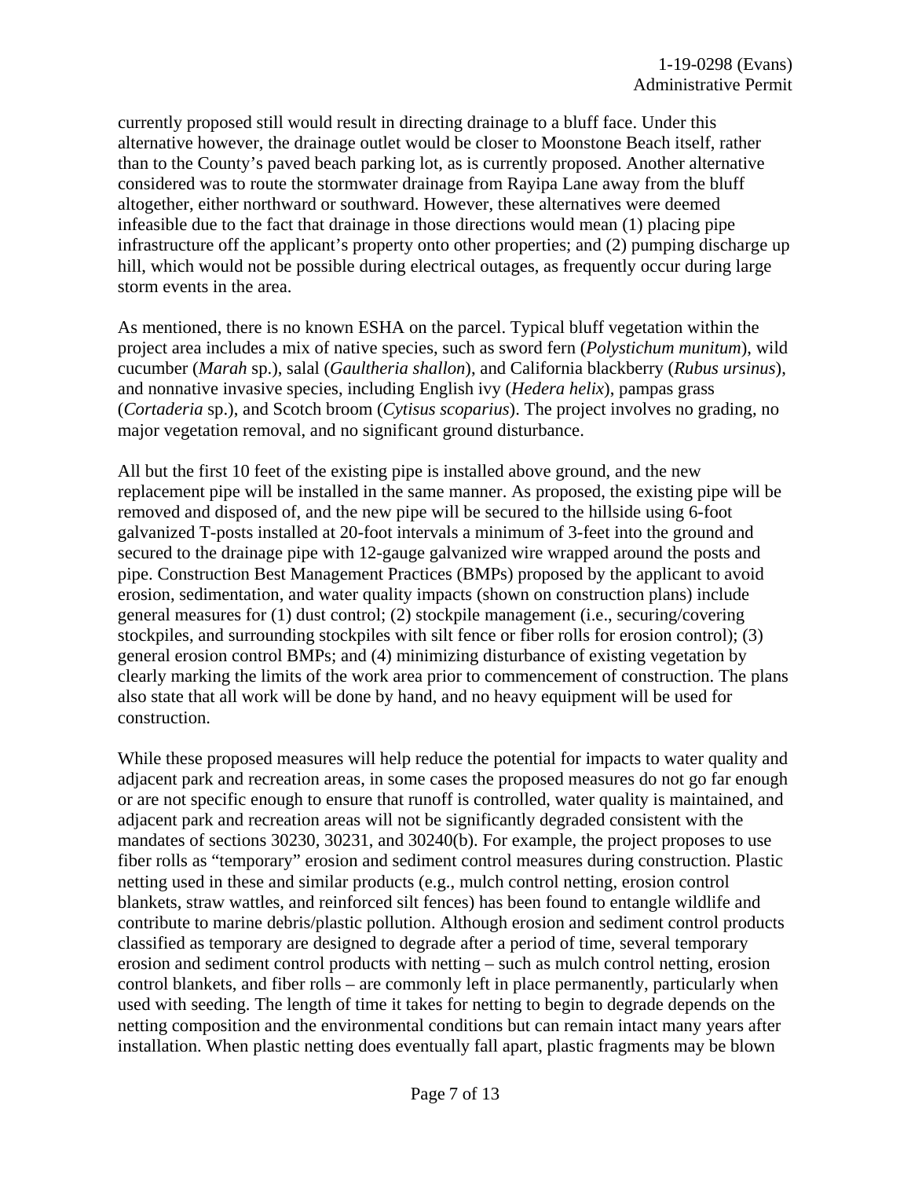currently proposed still would result in directing drainage to a bluff face. Under this alternative however, the drainage outlet would be closer to Moonstone Beach itself, rather than to the County's paved beach parking lot, as is currently proposed. Another alternative considered was to route the stormwater drainage from Rayipa Lane away from the bluff altogether, either northward or southward. However, these alternatives were deemed infeasible due to the fact that drainage in those directions would mean (1) placing pipe infrastructure off the applicant's property onto other properties; and (2) pumping discharge up hill, which would not be possible during electrical outages, as frequently occur during large storm events in the area.

As mentioned, there is no known ESHA on the parcel. Typical bluff vegetation within the project area includes a mix of native species, such as sword fern (*Polystichum munitum*), wild cucumber (*Marah* sp.), salal (*Gaultheria shallon*), and California blackberry (*Rubus ursinus*), and nonnative invasive species, including English ivy (*Hedera helix*), pampas grass (*Cortaderia* sp.), and Scotch broom (*Cytisus scoparius*). The project involves no grading, no major vegetation removal, and no significant ground disturbance.

All but the first 10 feet of the existing pipe is installed above ground, and the new replacement pipe will be installed in the same manner. As proposed, the existing pipe will be removed and disposed of, and the new pipe will be secured to the hillside using 6-foot galvanized T-posts installed at 20-foot intervals a minimum of 3-feet into the ground and secured to the drainage pipe with 12-gauge galvanized wire wrapped around the posts and pipe. Construction Best Management Practices (BMPs) proposed by the applicant to avoid erosion, sedimentation, and water quality impacts (shown on construction plans) include general measures for (1) dust control; (2) stockpile management (i.e., securing/covering stockpiles, and surrounding stockpiles with silt fence or fiber rolls for erosion control); (3) general erosion control BMPs; and (4) minimizing disturbance of existing vegetation by clearly marking the limits of the work area prior to commencement of construction. The plans also state that all work will be done by hand, and no heavy equipment will be used for construction.

While these proposed measures will help reduce the potential for impacts to water quality and adjacent park and recreation areas, in some cases the proposed measures do not go far enough or are not specific enough to ensure that runoff is controlled, water quality is maintained, and adjacent park and recreation areas will not be significantly degraded consistent with the mandates of sections 30230, 30231, and 30240(b). For example, the project proposes to use fiber rolls as "temporary" erosion and sediment control measures during construction. Plastic netting used in these and similar products (e.g., mulch control netting, erosion control blankets, straw wattles, and reinforced silt fences) has been found to entangle wildlife and contribute to marine debris/plastic pollution. Although erosion and sediment control products classified as temporary are designed to degrade after a period of time, several temporary erosion and sediment control products with netting – such as mulch control netting, erosion control blankets, and fiber rolls – are commonly left in place permanently, particularly when used with seeding. The length of time it takes for netting to begin to degrade depends on the netting composition and the environmental conditions but can remain intact many years after installation. When plastic netting does eventually fall apart, plastic fragments may be blown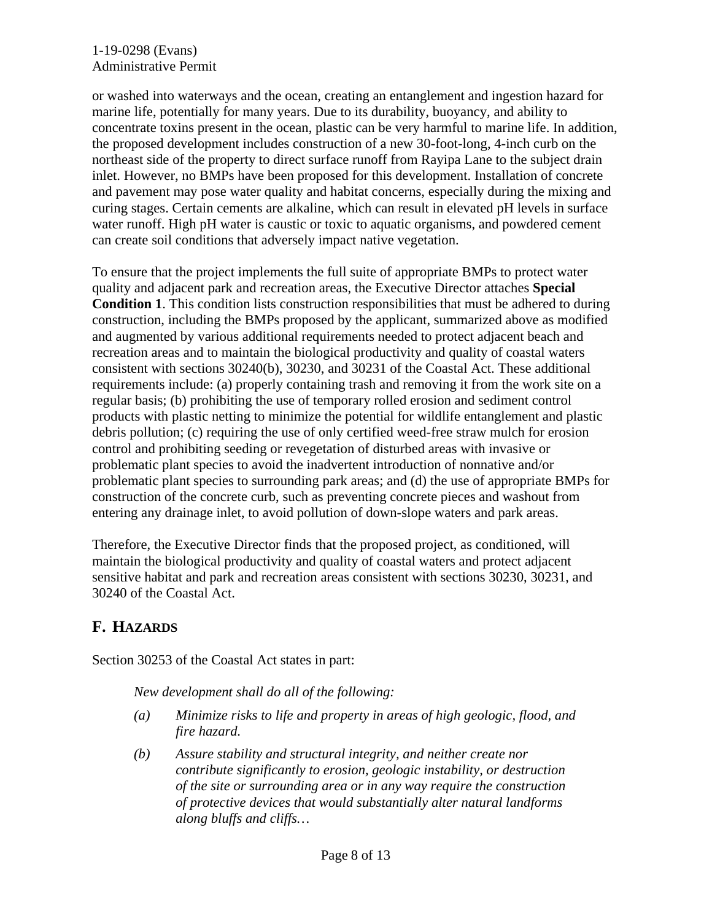or washed into waterways and the ocean, creating an entanglement and ingestion hazard for marine life, potentially for many years. Due to its durability, buoyancy, and ability to concentrate toxins present in the ocean, plastic can be very harmful to marine life. In addition, the proposed development includes construction of a new 30-foot-long, 4-inch curb on the northeast side of the property to direct surface runoff from Rayipa Lane to the subject drain inlet. However, no BMPs have been proposed for this development. Installation of concrete and pavement may pose water quality and habitat concerns, especially during the mixing and curing stages. Certain cements are alkaline, which can result in elevated pH levels in surface water runoff. High pH water is caustic or toxic to aquatic organisms, and powdered cement can create soil conditions that adversely impact native vegetation.

To ensure that the project implements the full suite of appropriate BMPs to protect water quality and adjacent park and recreation areas, the Executive Director attaches **Special Condition 1**. This condition lists construction responsibilities that must be adhered to during construction, including the BMPs proposed by the applicant, summarized above as modified and augmented by various additional requirements needed to protect adjacent beach and recreation areas and to maintain the biological productivity and quality of coastal waters consistent with sections 30240(b), 30230, and 30231 of the Coastal Act. These additional requirements include: (a) properly containing trash and removing it from the work site on a regular basis; (b) prohibiting the use of temporary rolled erosion and sediment control products with plastic netting to minimize the potential for wildlife entanglement and plastic debris pollution; (c) requiring the use of only certified weed-free straw mulch for erosion control and prohibiting seeding or revegetation of disturbed areas with invasive or problematic plant species to avoid the inadvertent introduction of nonnative and/or problematic plant species to surrounding park areas; and (d) the use of appropriate BMPs for construction of the concrete curb, such as preventing concrete pieces and washout from entering any drainage inlet, to avoid pollution of down-slope waters and park areas.

Therefore, the Executive Director finds that the proposed project, as conditioned, will maintain the biological productivity and quality of coastal waters and protect adjacent sensitive habitat and park and recreation areas consistent with sections 30230, 30231, and 30240 of the Coastal Act.

## F. HAZARDS

Section 30253 of the Coastal Act states in part:

> *New development shall do all of the following:*
>
> *(a) Minimize risks to life and property in areas of high geologic, flood, and fire hazard.*
>
> *(b) Assure stability and structural integrity, and neither create nor contribute significantly to erosion, geologic instability, or destruction of the site or surrounding area or in any way require the construction of protective devices that would substantially alter natural landforms along bluffs and cliffs…*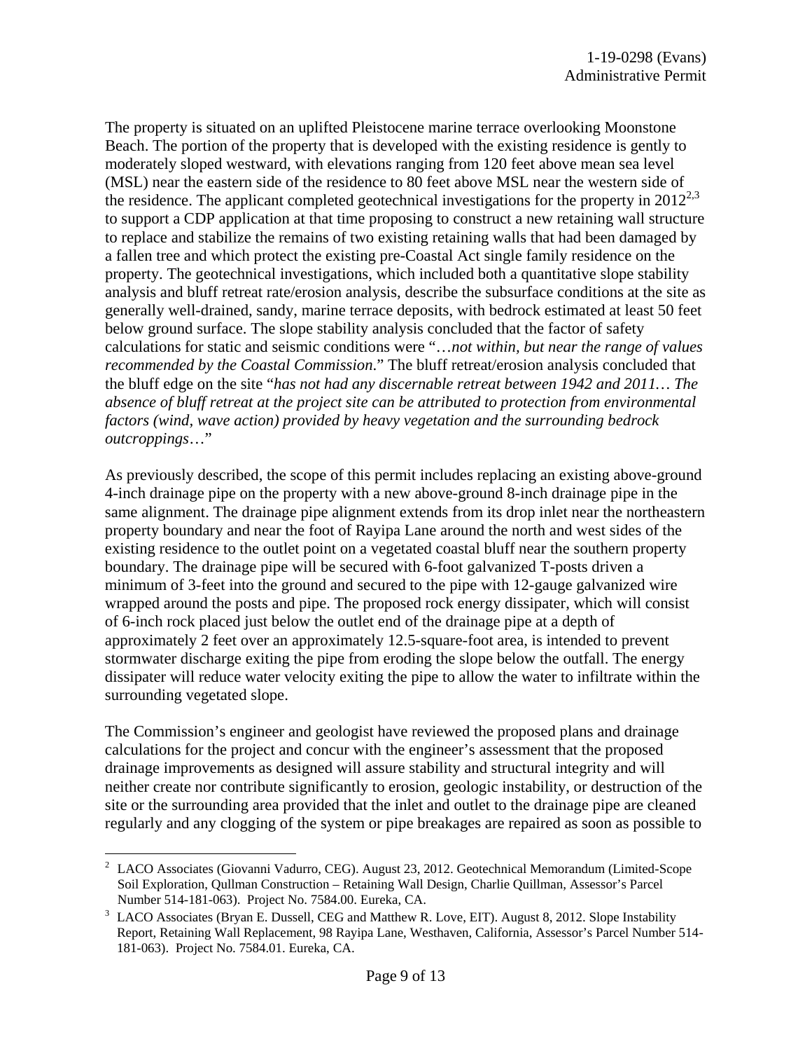The property is situated on an uplifted Pleistocene marine terrace overlooking Moonstone Beach. The portion of the property that is developed with the existing residence is gently to moderately sloped westward, with elevations ranging from 120 feet above mean sea level (MSL) near the eastern side of the residence to 80 feet above MSL near the western side of the residence. The applicant completed geotechnical investigations for the property in 2012[2,3] to support a CDP application at that time proposing to construct a new retaining wall structure to replace and stabilize the remains of two existing retaining walls that had been damaged by a fallen tree and which protect the existing pre-Coastal Act single family residence on the property. The geotechnical investigations, which included both a quantitative slope stability analysis and bluff retreat rate/erosion analysis, describe the subsurface conditions at the site as generally well-drained, sandy, marine terrace deposits, with bedrock estimated at least 50 feet below ground surface. The slope stability analysis concluded that the factor of safety calculations for static and seismic conditions were "…*not within, but near the range of values recommended by the Coastal Commission*." The bluff retreat/erosion analysis concluded that the bluff edge on the site "*has not had any discernable retreat between 1942 and 2011… The absence of bluff retreat at the project site can be attributed to protection from environmental factors (wind, wave action) provided by heavy vegetation and the surrounding bedrock outcroppings*…"

As previously described, the scope of this permit includes replacing an existing above-ground 4-inch drainage pipe on the property with a new above-ground 8-inch drainage pipe in the same alignment. The drainage pipe alignment extends from its drop inlet near the northeastern property boundary and near the foot of Rayipa Lane around the north and west sides of the existing residence to the outlet point on a vegetated coastal bluff near the southern property boundary. The drainage pipe will be secured with 6-foot galvanized T-posts driven a minimum of 3-feet into the ground and secured to the pipe with 12-gauge galvanized wire wrapped around the posts and pipe. The proposed rock energy dissipater, which will consist of 6-inch rock placed just below the outlet end of the drainage pipe at a depth of approximately 2 feet over an approximately 12.5-square-foot area, is intended to prevent stormwater discharge exiting the pipe from eroding the slope below the outfall. The energy dissipater will reduce water velocity exiting the pipe to allow the water to infiltrate within the surrounding vegetated slope.

The Commission's engineer and geologist have reviewed the proposed plans and drainage calculations for the project and concur with the engineer's assessment that the proposed drainage improvements as designed will assure stability and structural integrity and will neither create nor contribute significantly to erosion, geologic instability, or destruction of the site or the surrounding area provided that the inlet and outlet to the drainage pipe are cleaned regularly and any clogging of the system or pipe breakages are repaired as soon as possible to

---

[2] LACO Associates (Giovanni Vadurro, CEG). August 23, 2012. Geotechnical Memorandum (Limited-Scope Soil Exploration, Qullman Construction – Retaining Wall Design, Charlie Quillman, Assessor's Parcel Number 514-181-063). Project No. 7584.00. Eureka, CA.

[3] LACO Associates (Bryan E. Dussell, CEG and Matthew R. Love, EIT). August 8, 2012. Slope Instability Report, Retaining Wall Replacement, 98 Rayipa Lane, Westhaven, California, Assessor's Parcel Number 514-181-063). Project No. 7584.01. Eureka, CA.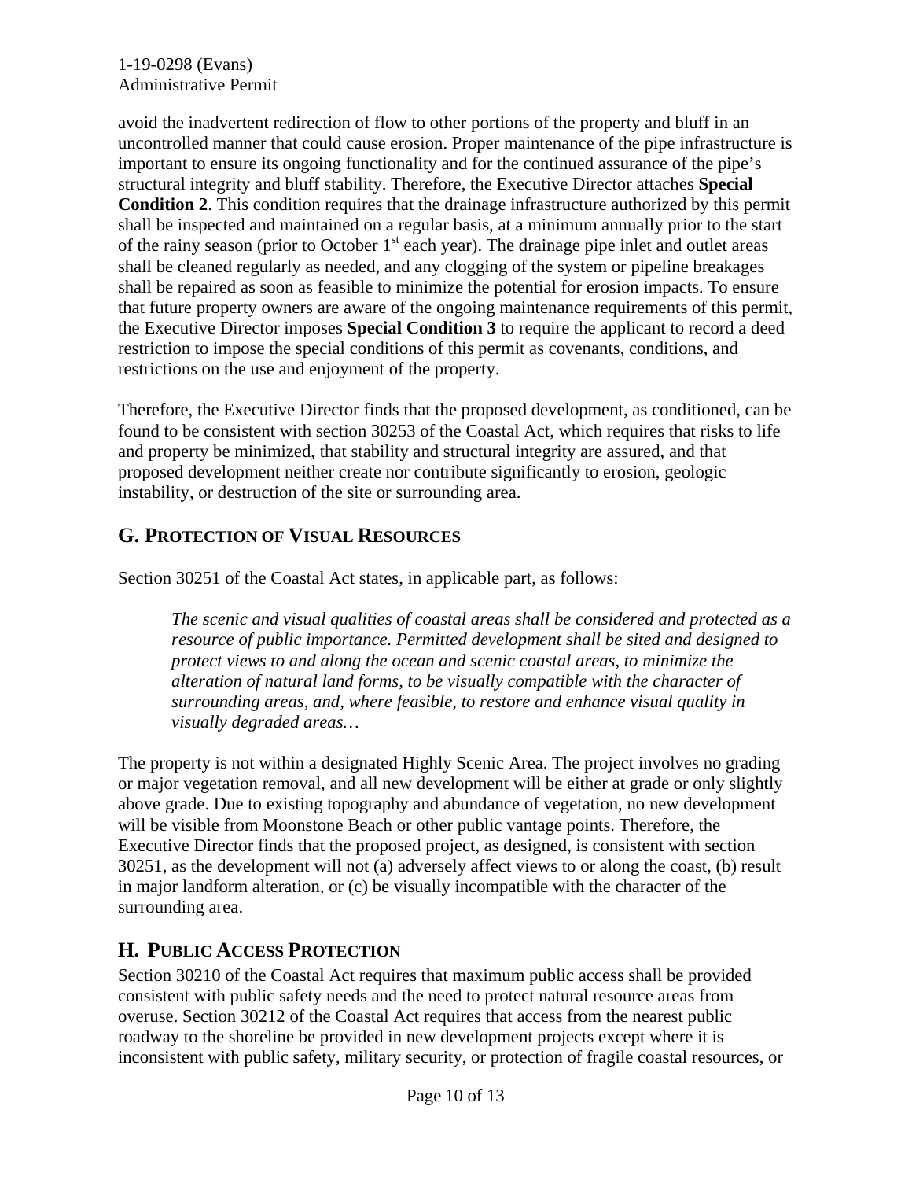avoid the inadvertent redirection of flow to other portions of the property and bluff in an uncontrolled manner that could cause erosion. Proper maintenance of the pipe infrastructure is important to ensure its ongoing functionality and for the continued assurance of the pipe's structural integrity and bluff stability. Therefore, the Executive Director attaches **Special Condition 2**. This condition requires that the drainage infrastructure authorized by this permit shall be inspected and maintained on a regular basis, at a minimum annually prior to the start of the rainy season (prior to October 1st each year). The drainage pipe inlet and outlet areas shall be cleaned regularly as needed, and any clogging of the system or pipeline breakages shall be repaired as soon as feasible to minimize the potential for erosion impacts. To ensure that future property owners are aware of the ongoing maintenance requirements of this permit, the Executive Director imposes **Special Condition 3** to require the applicant to record a deed restriction to impose the special conditions of this permit as covenants, conditions, and restrictions on the use and enjoyment of the property.

Therefore, the Executive Director finds that the proposed development, as conditioned, can be found to be consistent with section 30253 of the Coastal Act, which requires that risks to life and property be minimized, that stability and structural integrity are assured, and that proposed development neither create nor contribute significantly to erosion, geologic instability, or destruction of the site or surrounding area.

## G. Protection of Visual Resources

Section 30251 of the Coastal Act states, in applicable part, as follows:

> *The scenic and visual qualities of coastal areas shall be considered and protected as a resource of public importance. Permitted development shall be sited and designed to protect views to and along the ocean and scenic coastal areas, to minimize the alteration of natural land forms, to be visually compatible with the character of surrounding areas, and, where feasible, to restore and enhance visual quality in visually degraded areas…*

The property is not within a designated Highly Scenic Area. The project involves no grading or major vegetation removal, and all new development will be either at grade or only slightly above grade. Due to existing topography and abundance of vegetation, no new development will be visible from Moonstone Beach or other public vantage points. Therefore, the Executive Director finds that the proposed project, as designed, is consistent with section 30251, as the development will not (a) adversely affect views to or along the coast, (b) result in major landform alteration, or (c) be visually incompatible with the character of the surrounding area.

## H. Public Access Protection

Section 30210 of the Coastal Act requires that maximum public access shall be provided consistent with public safety needs and the need to protect natural resource areas from overuse. Section 30212 of the Coastal Act requires that access from the nearest public roadway to the shoreline be provided in new development projects except where it is inconsistent with public safety, military security, or protection of fragile coastal resources, or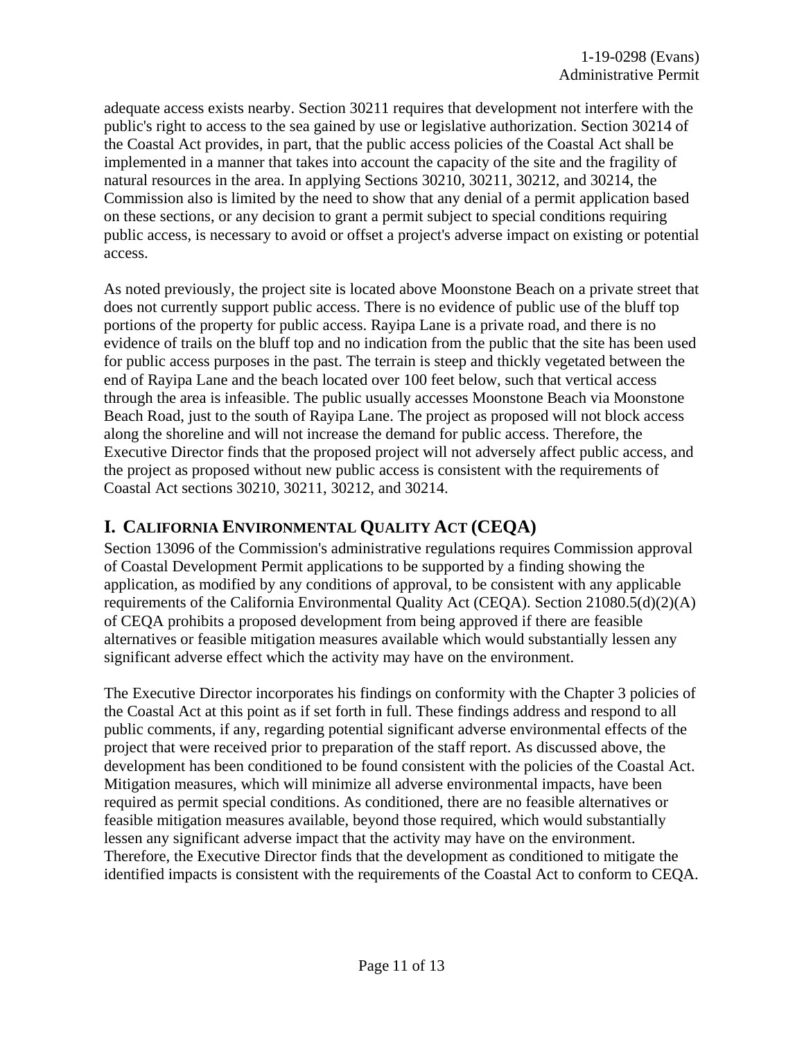adequate access exists nearby. Section 30211 requires that development not interfere with the public's right to access to the sea gained by use or legislative authorization. Section 30214 of the Coastal Act provides, in part, that the public access policies of the Coastal Act shall be implemented in a manner that takes into account the capacity of the site and the fragility of natural resources in the area. In applying Sections 30210, 30211, 30212, and 30214, the Commission also is limited by the need to show that any denial of a permit application based on these sections, or any decision to grant a permit subject to special conditions requiring public access, is necessary to avoid or offset a project's adverse impact on existing or potential access.

As noted previously, the project site is located above Moonstone Beach on a private street that does not currently support public access. There is no evidence of public use of the bluff top portions of the property for public access. Rayipa Lane is a private road, and there is no evidence of trails on the bluff top and no indication from the public that the site has been used for public access purposes in the past. The terrain is steep and thickly vegetated between the end of Rayipa Lane and the beach located over 100 feet below, such that vertical access through the area is infeasible. The public usually accesses Moonstone Beach via Moonstone Beach Road, just to the south of Rayipa Lane. The project as proposed will not block access along the shoreline and will not increase the demand for public access. Therefore, the Executive Director finds that the proposed project will not adversely affect public access, and the project as proposed without new public access is consistent with the requirements of Coastal Act sections 30210, 30211, 30212, and 30214.

## I. CALIFORNIA ENVIRONMENTAL QUALITY ACT (CEQA)

Section 13096 of the Commission's administrative regulations requires Commission approval of Coastal Development Permit applications to be supported by a finding showing the application, as modified by any conditions of approval, to be consistent with any applicable requirements of the California Environmental Quality Act (CEQA). Section 21080.5(d)(2)(A) of CEQA prohibits a proposed development from being approved if there are feasible alternatives or feasible mitigation measures available which would substantially lessen any significant adverse effect which the activity may have on the environment.

The Executive Director incorporates his findings on conformity with the Chapter 3 policies of the Coastal Act at this point as if set forth in full. These findings address and respond to all public comments, if any, regarding potential significant adverse environmental effects of the project that were received prior to preparation of the staff report. As discussed above, the development has been conditioned to be found consistent with the policies of the Coastal Act. Mitigation measures, which will minimize all adverse environmental impacts, have been required as permit special conditions. As conditioned, there are no feasible alternatives or feasible mitigation measures available, beyond those required, which would substantially lessen any significant adverse impact that the activity may have on the environment. Therefore, the Executive Director finds that the development as conditioned to mitigate the identified impacts is consistent with the requirements of the Coastal Act to conform to CEQA.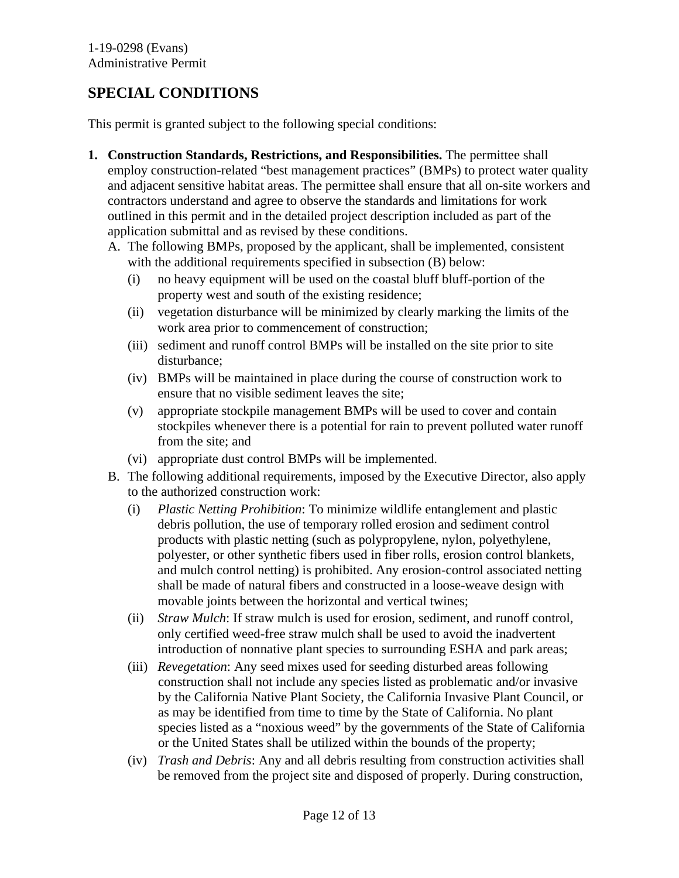## SPECIAL CONDITIONS

This permit is granted subject to the following special conditions:

1. **Construction Standards, Restrictions, and Responsibilities.** The permittee shall employ construction-related "best management practices" (BMPs) to protect water quality and adjacent sensitive habitat areas. The permittee shall ensure that all on-site workers and contractors understand and agree to observe the standards and limitations for work outlined in this permit and in the detailed project description included as part of the application submittal and as revised by these conditions.

   A. The following BMPs, proposed by the applicant, shall be implemented, consistent with the additional requirements specified in subsection (B) below:

      (i) no heavy equipment will be used on the coastal bluff bluff-portion of the property west and south of the existing residence;

      (ii) vegetation disturbance will be minimized by clearly marking the limits of the work area prior to commencement of construction;

      (iii) sediment and runoff control BMPs will be installed on the site prior to site disturbance;

      (iv) BMPs will be maintained in place during the course of construction work to ensure that no visible sediment leaves the site;

      (v) appropriate stockpile management BMPs will be used to cover and contain stockpiles whenever there is a potential for rain to prevent polluted water runoff from the site; and

      (vi) appropriate dust control BMPs will be implemented.

   B. The following additional requirements, imposed by the Executive Director, also apply to the authorized construction work:

      (i) *Plastic Netting Prohibition*: To minimize wildlife entanglement and plastic debris pollution, the use of temporary rolled erosion and sediment control products with plastic netting (such as polypropylene, nylon, polyethylene, polyester, or other synthetic fibers used in fiber rolls, erosion control blankets, and mulch control netting) is prohibited. Any erosion-control associated netting shall be made of natural fibers and constructed in a loose-weave design with movable joints between the horizontal and vertical twines;

      (ii) *Straw Mulch*: If straw mulch is used for erosion, sediment, and runoff control, only certified weed-free straw mulch shall be used to avoid the inadvertent introduction of nonnative plant species to surrounding ESHA and park areas;

      (iii) *Revegetation*: Any seed mixes used for seeding disturbed areas following construction shall not include any species listed as problematic and/or invasive by the California Native Plant Society, the California Invasive Plant Council, or as may be identified from time to time by the State of California. No plant species listed as a "noxious weed" by the governments of the State of California or the United States shall be utilized within the bounds of the property;

      (iv) *Trash and Debris*: Any and all debris resulting from construction activities shall be removed from the project site and disposed of properly. During construction,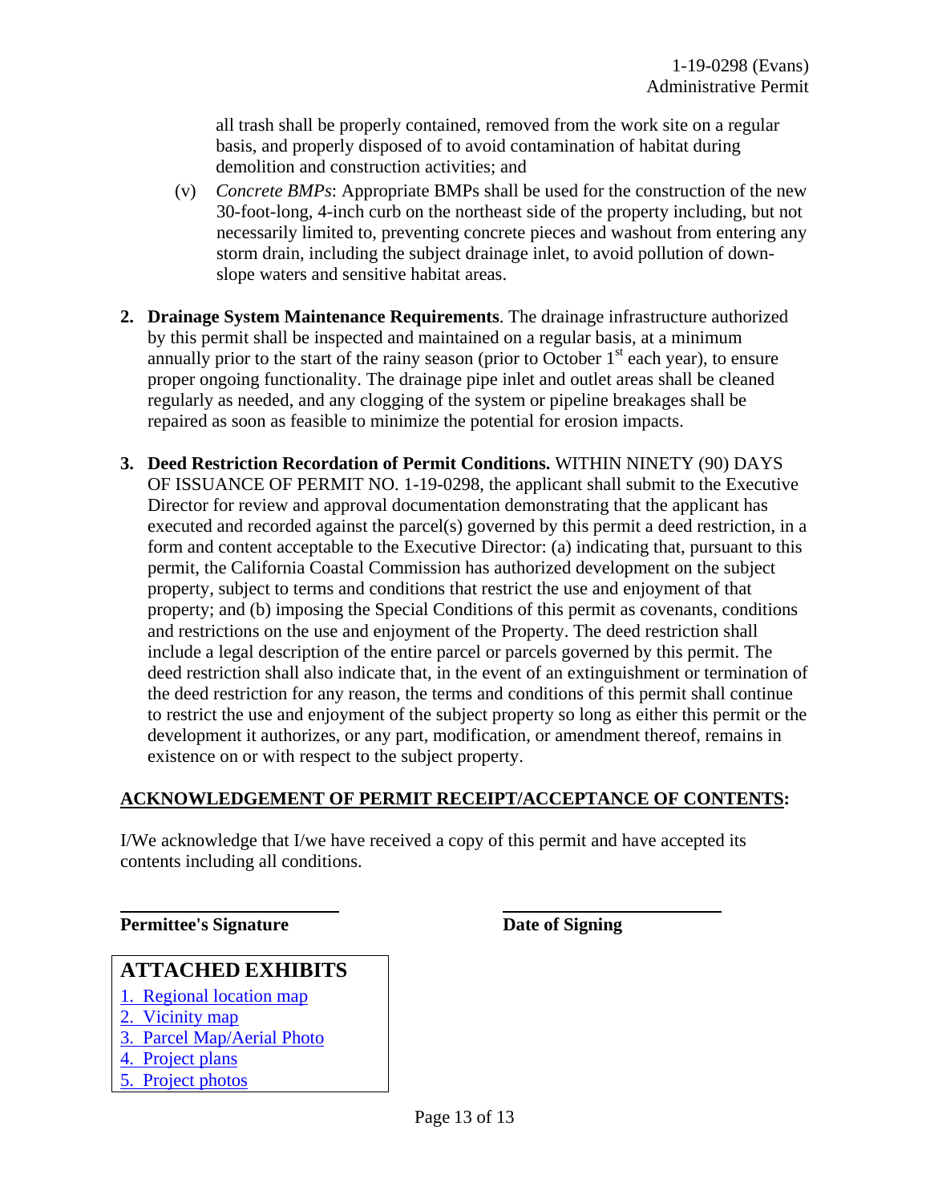all trash shall be properly contained, removed from the work site on a regular basis, and properly disposed of to avoid contamination of habitat during demolition and construction activities; and

(v) *Concrete BMPs*: Appropriate BMPs shall be used for the construction of the new 30-foot-long, 4-inch curb on the northeast side of the property including, but not necessarily limited to, preventing concrete pieces and washout from entering any storm drain, including the subject drainage inlet, to avoid pollution of down-slope waters and sensitive habitat areas.

2. **Drainage System Maintenance Requirements**. The drainage infrastructure authorized by this permit shall be inspected and maintained on a regular basis, at a minimum annually prior to the start of the rainy season (prior to October 1st each year), to ensure proper ongoing functionality. The drainage pipe inlet and outlet areas shall be cleaned regularly as needed, and any clogging of the system or pipeline breakages shall be repaired as soon as feasible to minimize the potential for erosion impacts.

3. **Deed Restriction Recordation of Permit Conditions.** WITHIN NINETY (90) DAYS OF ISSUANCE OF PERMIT NO. 1-19-0298, the applicant shall submit to the Executive Director for review and approval documentation demonstrating that the applicant has executed and recorded against the parcel(s) governed by this permit a deed restriction, in a form and content acceptable to the Executive Director: (a) indicating that, pursuant to this permit, the California Coastal Commission has authorized development on the subject property, subject to terms and conditions that restrict the use and enjoyment of that property; and (b) imposing the Special Conditions of this permit as covenants, conditions and restrictions on the use and enjoyment of the Property. The deed restriction shall include a legal description of the entire parcel or parcels governed by this permit. The deed restriction shall also indicate that, in the event of an extinguishment or termination of the deed restriction for any reason, the terms and conditions of this permit shall continue to restrict the use and enjoyment of the subject property so long as either this permit or the development it authorizes, or any part, modification, or amendment thereof, remains in existence on or with respect to the subject property.

**ACKNOWLEDGEMENT OF PERMIT RECEIPT/ACCEPTANCE OF CONTENTS:**

I/We acknowledge that I/we have received a copy of this permit and have accepted its contents including all conditions.

**Permittee's Signature** ____________________  **Date of Signing** ____________________

**ATTACHED EXHIBITS**

1. Regional location map
2. Vicinity map
3. Parcel Map/Aerial Photo
4. Project plans
5. Project photos